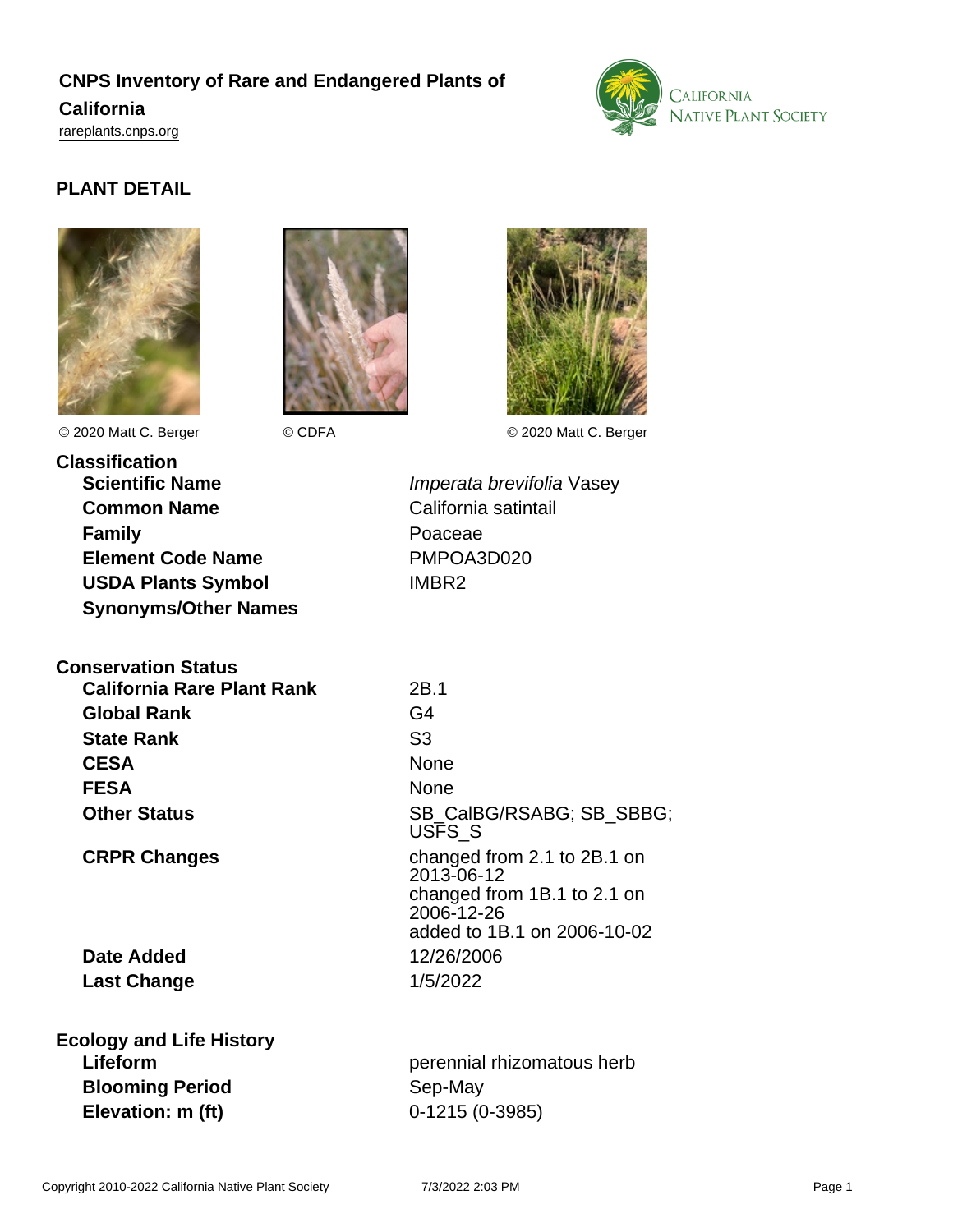# CNPS Inventory of Rare and Endangered Plants of California

rareplants.cnps.org

## PLANT DETAIL

© 2020 Matt C. Berger © CDFA © 2020 Matt C. Berger

### Classification

| | |
|---|---|
| **Scientific Name** | *Imperata brevifolia* Vasey |
| **Common Name** | California satintail |
| **Family** | Poaceae |
| **Element Code Name** | PMPOA3D020 |
| **USDA Plants Symbol** | IMBR2 |
| **Synonyms/Other Names** | |

### Conservation Status

| | |
|---|---|
| **California Rare Plant Rank** | 2B.1 |
| **Global Rank** | G4 |
| **State Rank** | S3 |
| **CESA** | None |
| **FESA** | None |
| **Other Status** | SB_CalBG/RSABG; SB_SBBG; USFS_S |
| **CRPR Changes** | changed from 2.1 to 2B.1 on 2013-06-12<br>changed from 1B.1 to 2.1 on 2006-12-26<br>added to 1B.1 on 2006-10-02 |
| **Date Added** | 12/26/2006 |
| **Last Change** | 1/5/2022 |

### Ecology and Life History

| | |
|---|---|
| **Lifeform** | perennial rhizomatous herb |
| **Blooming Period** | Sep-May |
| **Elevation: m (ft)** | 0-1215 (0-3985) |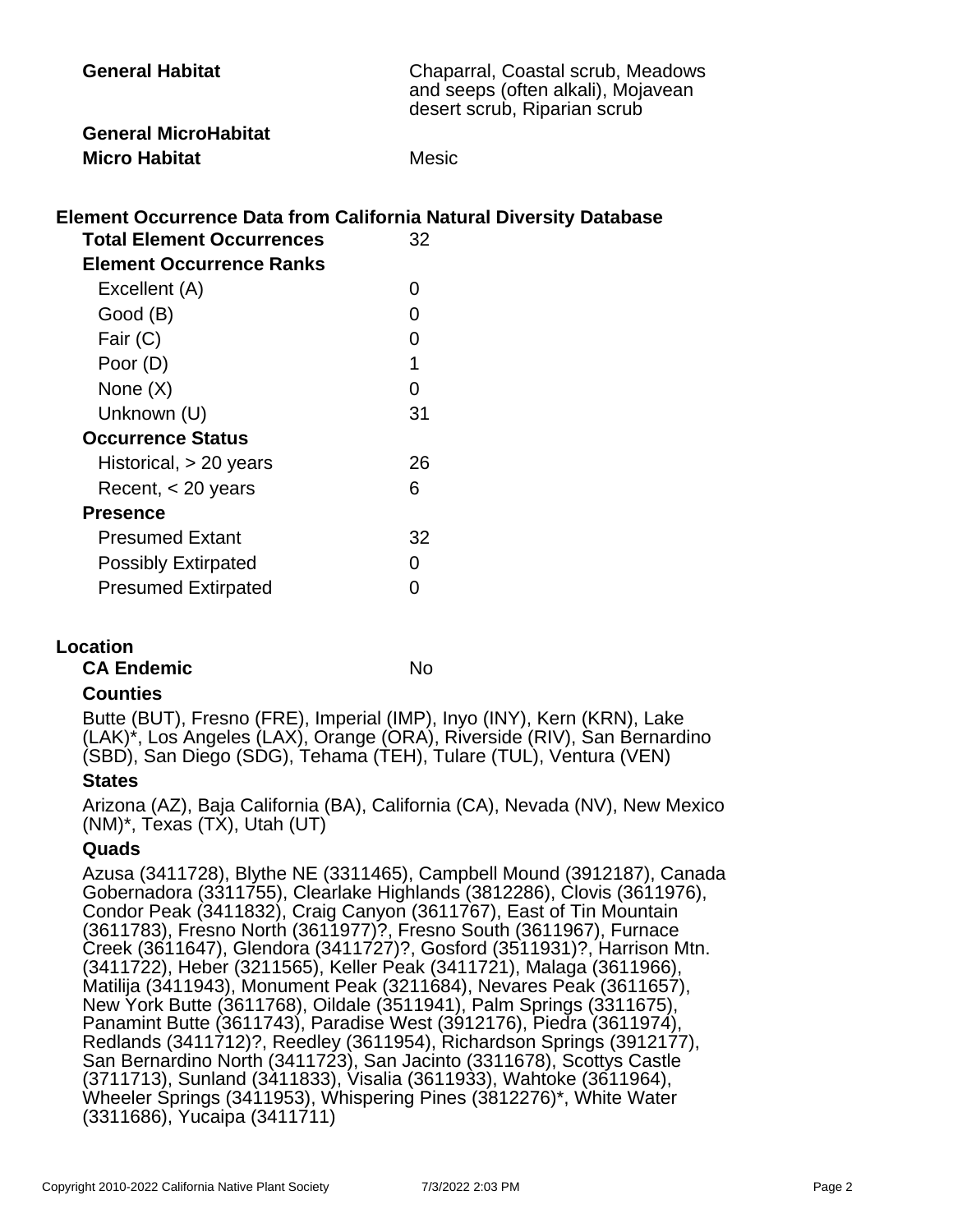**General Habitat** Chaparral, Coastal scrub, Meadows and seeps (often alkali), Mojavean desert scrub, Riparian scrub

**General MicroHabitat**

**Micro Habitat** Mesic

## Element Occurrence Data from California Natural Diversity Database

**Total Element Occurrences** 32

**Element Occurrence Ranks**

| | |
|---|---|
| Excellent (A) | 0 |
| Good (B) | 0 |
| Fair (C) | 0 |
| Poor (D) | 1 |
| None (X) | 0 |
| Unknown (U) | 31 |

**Occurrence Status**

| | |
|---|---|
| Historical, > 20 years | 26 |
| Recent, < 20 years | 6 |

**Presence**

| | |
|---|---|
| Presumed Extant | 32 |
| Possibly Extirpated | 0 |
| Presumed Extirpated | 0 |

## Location

**CA Endemic** No

**Counties**

Butte (BUT), Fresno (FRE), Imperial (IMP), Inyo (INY), Kern (KRN), Lake (LAK)*, Los Angeles (LAX), Orange (ORA), Riverside (RIV), San Bernardino (SBD), San Diego (SDG), Tehama (TEH), Tulare (TUL), Ventura (VEN)

**States**

Arizona (AZ), Baja California (BA), California (CA), Nevada (NV), New Mexico (NM)*, Texas (TX), Utah (UT)

**Quads**

Azusa (3411728), Blythe NE (3311465), Campbell Mound (3912187), Canada Gobernadora (3311755), Clearlake Highlands (3812286), Clovis (3611976), Condor Peak (3411832), Craig Canyon (3611767), East of Tin Mountain (3611783), Fresno North (3611977)?, Fresno South (3611967), Furnace Creek (3611647), Glendora (3411727)?, Gosford (3511931)?, Harrison Mtn. (3411722), Heber (3211565), Keller Peak (3411721), Malaga (3611966), Matilija (3411943), Monument Peak (3211684), Nevares Peak (3611657), New York Butte (3611768), Oildale (3511941), Palm Springs (3311675), Panamint Butte (3611743), Paradise West (3912176), Piedra (3611974), Redlands (3411712)?, Reedley (3611954), Richardson Springs (3912177), San Bernardino North (3411723), San Jacinto (3311678), Scottys Castle (3711713), Sunland (3411833), Visalia (3611933), Wahtoke (3611964), Wheeler Springs (3411953), Whispering Pines (3812276)*, White Water (3311686), Yucaipa (3411711)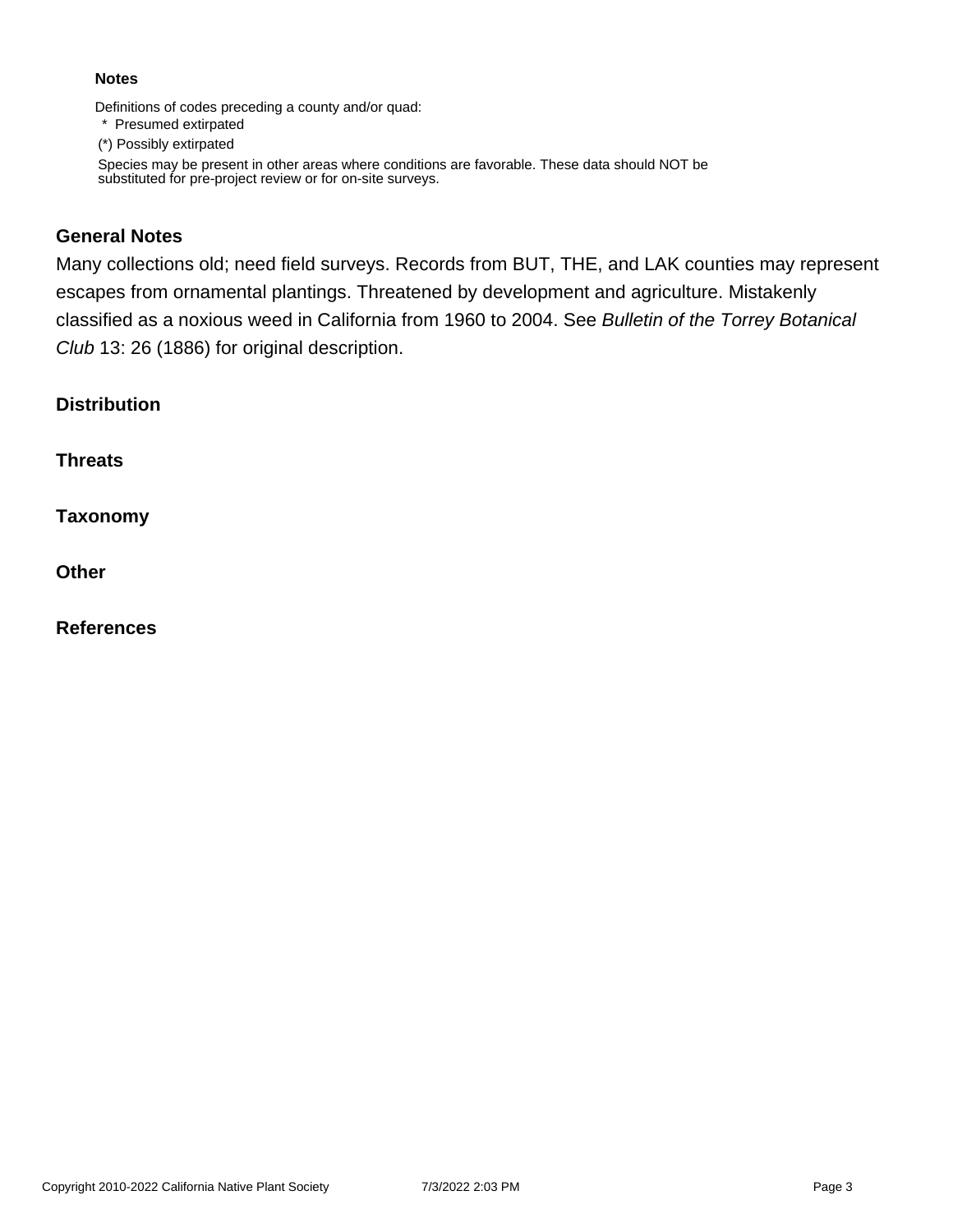**Notes**

Definitions of codes preceding a county and/or quad:

* Presumed extirpated

(*) Possibly extirpated

Species may be present in other areas where conditions are favorable. These data should NOT be substituted for pre-project review or for on-site surveys.

## General Notes

Many collections old; need field surveys. Records from BUT, THE, and LAK counties may represent escapes from ornamental plantings. Threatened by development and agriculture. Mistakenly classified as a noxious weed in California from 1960 to 2004. See *Bulletin of the Torrey Botanical Club* 13: 26 (1886) for original description.

## Distribution

## Threats

## Taxonomy

## Other

## References